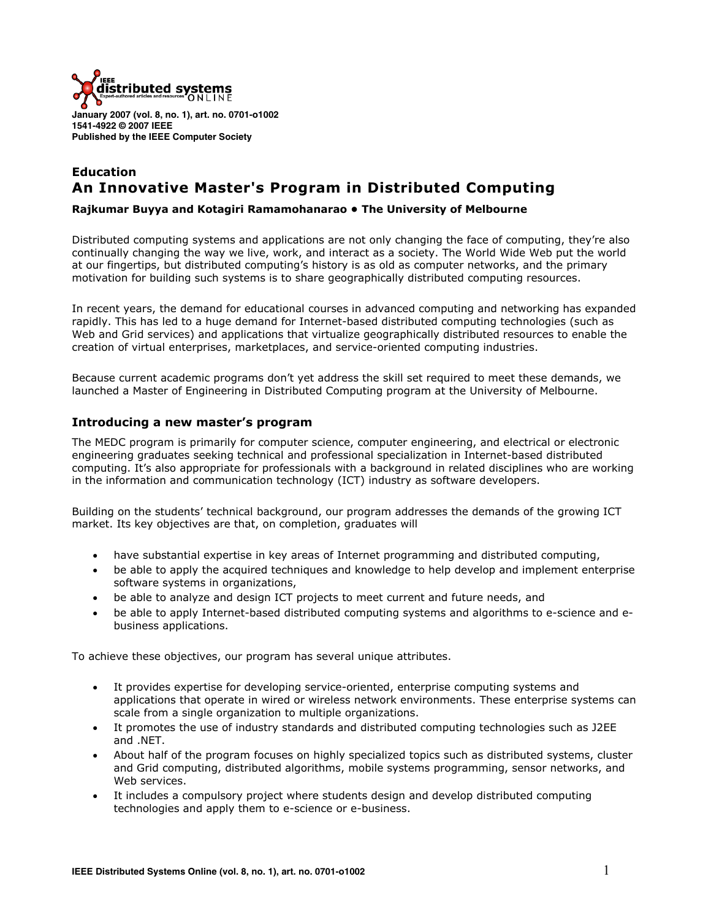January 2007 (vol. 8, no. 1), art. no. 0701-o1002
1541-4922 © 2007 IEEE
Published by the IEEE Computer Society

**Education**

# An Innovative Master's Program in Distributed Computing

**Rajkumar Buyya and Kotagiri Ramamohanarao • The University of Melbourne**

Distributed computing systems and applications are not only changing the face of computing, they're also continually changing the way we live, work, and interact as a society. The World Wide Web put the world at our fingertips, but distributed computing's history is as old as computer networks, and the primary motivation for building such systems is to share geographically distributed computing resources.

In recent years, the demand for educational courses in advanced computing and networking has expanded rapidly. This has led to a huge demand for Internet-based distributed computing technologies (such as Web and Grid services) and applications that virtualize geographically distributed resources to enable the creation of virtual enterprises, marketplaces, and service-oriented computing industries.

Because current academic programs don't yet address the skill set required to meet these demands, we launched a Master of Engineering in Distributed Computing program at the University of Melbourne.

## Introducing a new master's program

The MEDC program is primarily for computer science, computer engineering, and electrical or electronic engineering graduates seeking technical and professional specialization in Internet-based distributed computing. It's also appropriate for professionals with a background in related disciplines who are working in the information and communication technology (ICT) industry as software developers.

Building on the students' technical background, our program addresses the demands of the growing ICT market. Its key objectives are that, on completion, graduates will

- have substantial expertise in key areas of Internet programming and distributed computing,
- be able to apply the acquired techniques and knowledge to help develop and implement enterprise software systems in organizations,
- be able to analyze and design ICT projects to meet current and future needs, and
- be able to apply Internet-based distributed computing systems and algorithms to e-science and e-business applications.

To achieve these objectives, our program has several unique attributes.

- It provides expertise for developing service-oriented, enterprise computing systems and applications that operate in wired or wireless network environments. These enterprise systems can scale from a single organization to multiple organizations.
- It promotes the use of industry standards and distributed computing technologies such as J2EE and .NET.
- About half of the program focuses on highly specialized topics such as distributed systems, cluster and Grid computing, distributed algorithms, mobile systems programming, sensor networks, and Web services.
- It includes a compulsory project where students design and develop distributed computing technologies and apply them to e-science or e-business.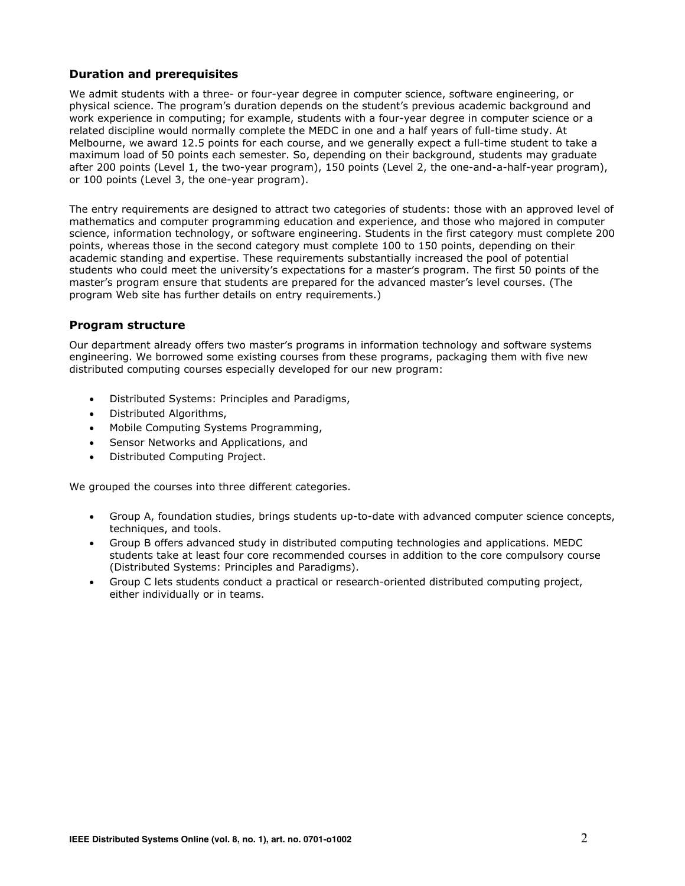### Duration and prerequisites

We admit students with a three- or four-year degree in computer science, software engineering, or physical science. The program's duration depends on the student's previous academic background and work experience in computing; for example, students with a four-year degree in computer science or a related discipline would normally complete the MEDC in one and a half years of full-time study. At Melbourne, we award 12.5 points for each course, and we generally expect a full-time student to take a maximum load of 50 points each semester. So, depending on their background, students may graduate after 200 points (Level 1, the two-year program), 150 points (Level 2, the one-and-a-half-year program), or 100 points (Level 3, the one-year program).

The entry requirements are designed to attract two categories of students: those with an approved level of mathematics and computer programming education and experience, and those who majored in computer science, information technology, or software engineering. Students in the first category must complete 200 points, whereas those in the second category must complete 100 to 150 points, depending on their academic standing and expertise. These requirements substantially increased the pool of potential students who could meet the university's expectations for a master's program. The first 50 points of the master's program ensure that students are prepared for the advanced master's level courses. (The program Web site has further details on entry requirements.)

### Program structure

Our department already offers two master's programs in information technology and software systems engineering. We borrowed some existing courses from these programs, packaging them with five new distributed computing courses especially developed for our new program:

- Distributed Systems: Principles and Paradigms,
- Distributed Algorithms,
- Mobile Computing Systems Programming,
- Sensor Networks and Applications, and
- Distributed Computing Project.

We grouped the courses into three different categories.

- Group A, foundation studies, brings students up-to-date with advanced computer science concepts, techniques, and tools.
- Group B offers advanced study in distributed computing technologies and applications. MEDC students take at least four core recommended courses in addition to the core compulsory course (Distributed Systems: Principles and Paradigms).
- Group C lets students conduct a practical or research-oriented distributed computing project, either individually or in teams.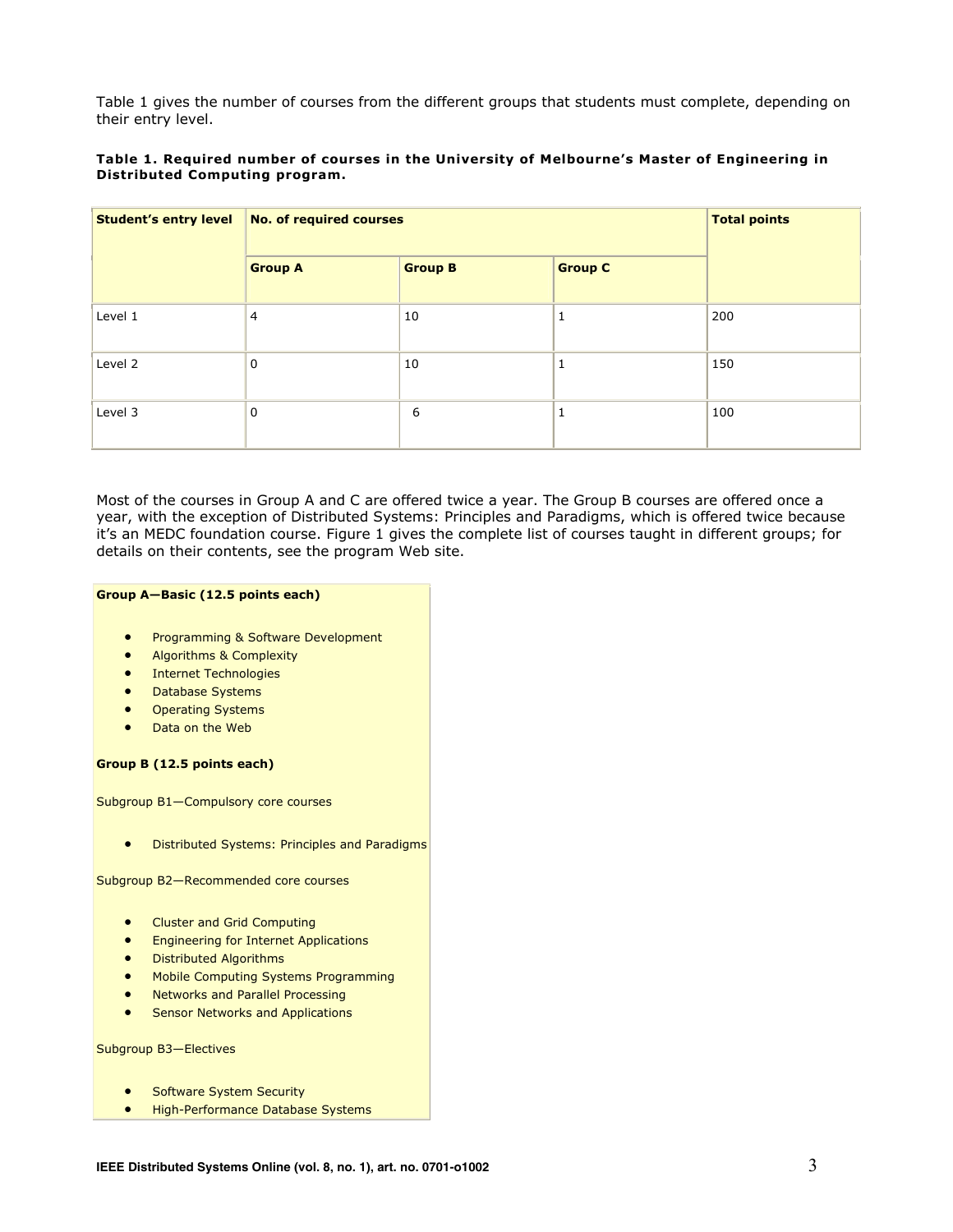Table 1 gives the number of courses from the different groups that students must complete, depending on their entry level.

**Table 1. Required number of courses in the University of Melbourne's Master of Engineering in Distributed Computing program.**

| Student's entry level | No. of required courses | | | Total points |
|---|---|---|---|---|
| | Group A | Group B | Group C | |
| Level 1 | 4 | 10 | 1 | 200 |
| Level 2 | 0 | 10 | 1 | 150 |
| Level 3 | 0 | 6 | 1 | 100 |

Most of the courses in Group A and C are offered twice a year. The Group B courses are offered once a year, with the exception of Distributed Systems: Principles and Paradigms, which is offered twice because it's an MEDC foundation course. Figure 1 gives the complete list of courses taught in different groups; for details on their contents, see the program Web site.

**Group A—Basic (12.5 points each)**

- Programming & Software Development
- Algorithms & Complexity
- Internet Technologies
- Database Systems
- Operating Systems
- Data on the Web

**Group B (12.5 points each)**

Subgroup B1—Compulsory core courses

- Distributed Systems: Principles and Paradigms

Subgroup B2—Recommended core courses

- Cluster and Grid Computing
- Engineering for Internet Applications
- Distributed Algorithms
- Mobile Computing Systems Programming
- Networks and Parallel Processing
- Sensor Networks and Applications

Subgroup B3—Electives

- Software System Security
- High-Performance Database Systems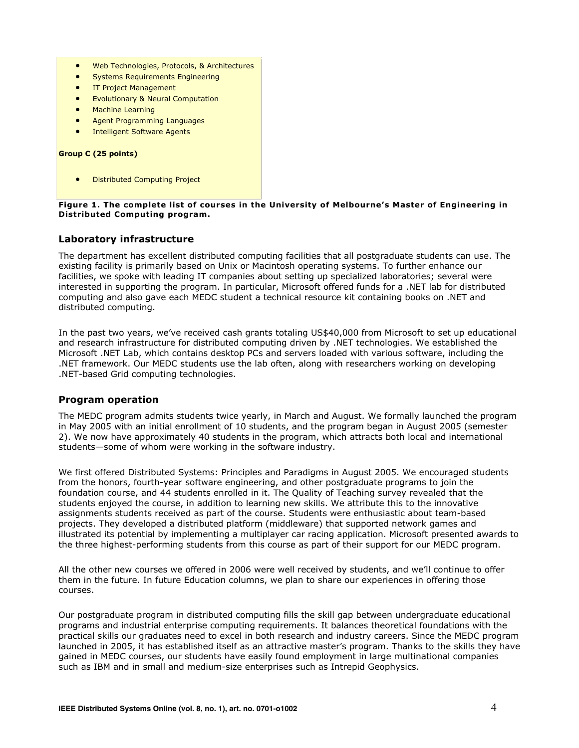- Web Technologies, Protocols, & Architectures
- Systems Requirements Engineering
- IT Project Management
- Evolutionary & Neural Computation
- Machine Learning
- Agent Programming Languages
- Intelligent Software Agents

**Group C (25 points)**

- Distributed Computing Project

**Figure 1. The complete list of courses in the University of Melbourne's Master of Engineering in Distributed Computing program.**

### Laboratory infrastructure

The department has excellent distributed computing facilities that all postgraduate students can use. The existing facility is primarily based on Unix or Macintosh operating systems. To further enhance our facilities, we spoke with leading IT companies about setting up specialized laboratories; several were interested in supporting the program. In particular, Microsoft offered funds for a .NET lab for distributed computing and also gave each MEDC student a technical resource kit containing books on .NET and distributed computing.

In the past two years, we've received cash grants totaling US$40,000 from Microsoft to set up educational and research infrastructure for distributed computing driven by .NET technologies. We established the Microsoft .NET Lab, which contains desktop PCs and servers loaded with various software, including the .NET framework. Our MEDC students use the lab often, along with researchers working on developing .NET-based Grid computing technologies.

### Program operation

The MEDC program admits students twice yearly, in March and August. We formally launched the program in May 2005 with an initial enrollment of 10 students, and the program began in August 2005 (semester 2). We now have approximately 40 students in the program, which attracts both local and international students—some of whom were working in the software industry.

We first offered Distributed Systems: Principles and Paradigms in August 2005. We encouraged students from the honors, fourth-year software engineering, and other postgraduate programs to join the foundation course, and 44 students enrolled in it. The Quality of Teaching survey revealed that the students enjoyed the course, in addition to learning new skills. We attribute this to the innovative assignments students received as part of the course. Students were enthusiastic about team-based projects. They developed a distributed platform (middleware) that supported network games and illustrated its potential by implementing a multiplayer car racing application. Microsoft presented awards to the three highest-performing students from this course as part of their support for our MEDC program.

All the other new courses we offered in 2006 were well received by students, and we'll continue to offer them in the future. In future Education columns, we plan to share our experiences in offering those courses.

Our postgraduate program in distributed computing fills the skill gap between undergraduate educational programs and industrial enterprise computing requirements. It balances theoretical foundations with the practical skills our graduates need to excel in both research and industry careers. Since the MEDC program launched in 2005, it has established itself as an attractive master's program. Thanks to the skills they have gained in MEDC courses, our students have easily found employment in large multinational companies such as IBM and in small and medium-size enterprises such as Intrepid Geophysics.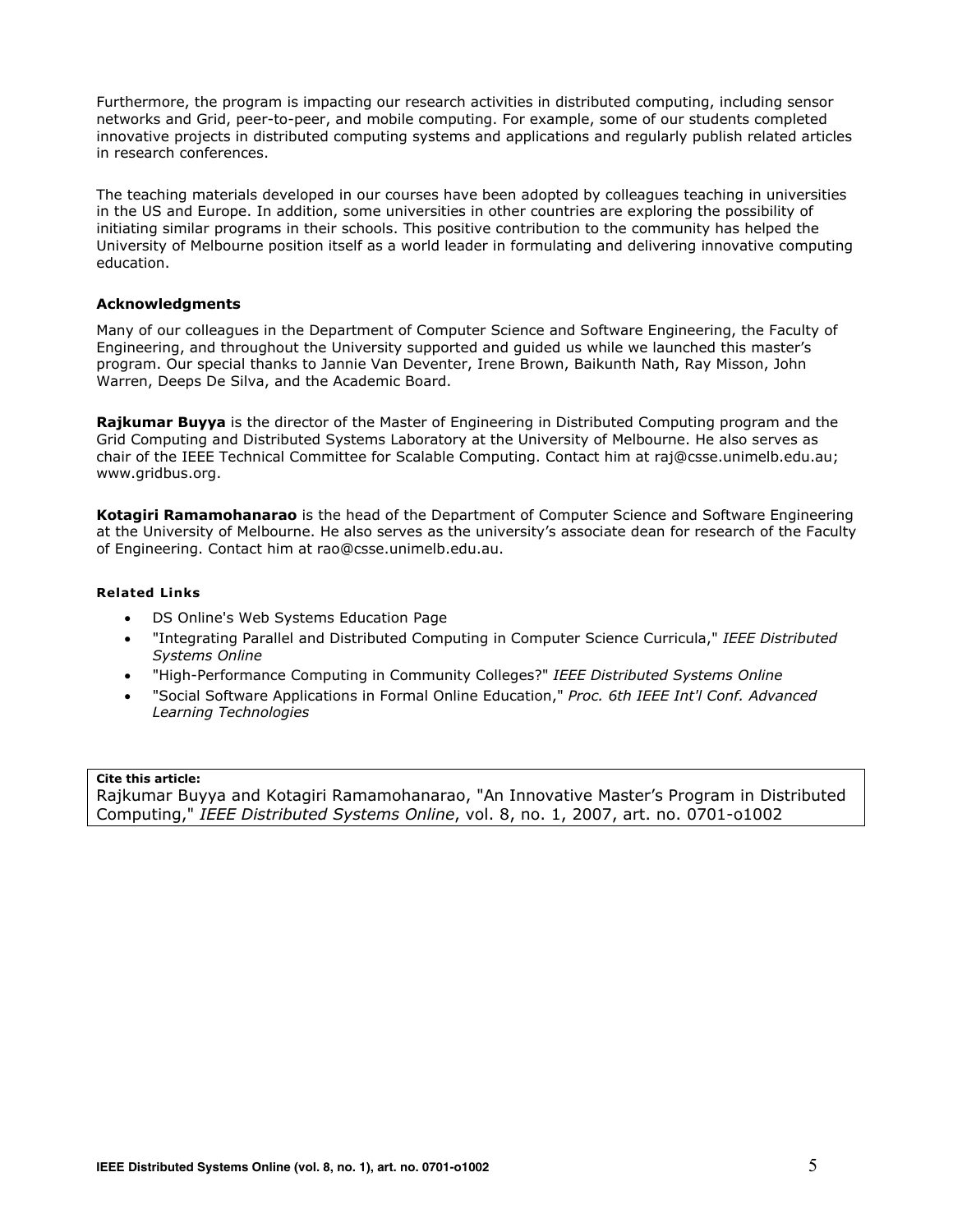Furthermore, the program is impacting our research activities in distributed computing, including sensor networks and Grid, peer-to-peer, and mobile computing. For example, some of our students completed innovative projects in distributed computing systems and applications and regularly publish related articles in research conferences.

The teaching materials developed in our courses have been adopted by colleagues teaching in universities in the US and Europe. In addition, some universities in other countries are exploring the possibility of initiating similar programs in their schools. This positive contribution to the community has helped the University of Melbourne position itself as a world leader in formulating and delivering innovative computing education.

### Acknowledgments

Many of our colleagues in the Department of Computer Science and Software Engineering, the Faculty of Engineering, and throughout the University supported and guided us while we launched this master's program. Our special thanks to Jannie Van Deventer, Irene Brown, Baikunth Nath, Ray Misson, John Warren, Deeps De Silva, and the Academic Board.

**Rajkumar Buyya** is the director of the Master of Engineering in Distributed Computing program and the Grid Computing and Distributed Systems Laboratory at the University of Melbourne. He also serves as chair of the IEEE Technical Committee for Scalable Computing. Contact him at raj@csse.unimelb.edu.au; www.gridbus.org.

**Kotagiri Ramamohanarao** is the head of the Department of Computer Science and Software Engineering at the University of Melbourne. He also serves as the university's associate dean for research of the Faculty of Engineering. Contact him at rao@csse.unimelb.edu.au.

#### Related Links

- DS Online's Web Systems Education Page
- "Integrating Parallel and Distributed Computing in Computer Science Curricula," *IEEE Distributed Systems Online*
- "High-Performance Computing in Community Colleges?" *IEEE Distributed Systems Online*
- "Social Software Applications in Formal Online Education," *Proc. 6th IEEE Int'l Conf. Advanced Learning Technologies*

**Cite this article:**
Rajkumar Buyya and Kotagiri Ramamohanarao, "An Innovative Master's Program in Distributed Computing," *IEEE Distributed Systems Online*, vol. 8, no. 1, 2007, art. no. 0701-o1002